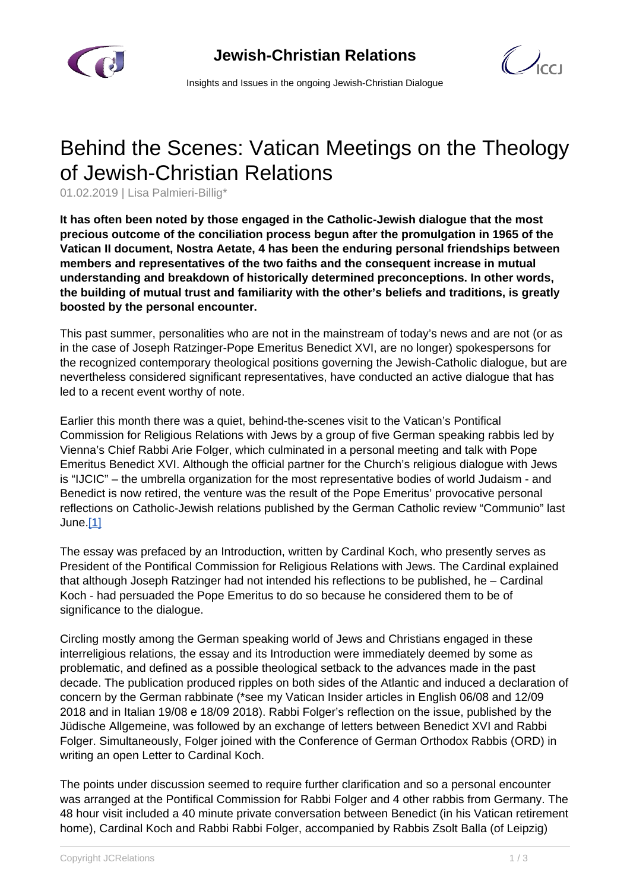# Behind the Scenes: Vatican Meetings on the Theology of Jewish-Christian Relations

01.02.2019 | Lisa Palmieri-Billig*

**It has often been noted by those engaged in the Catholic-Jewish dialogue that the most precious outcome of the conciliation process begun after the promulgation in 1965 of the Vatican II document, Nostra Aetate, 4 has been the enduring personal friendships between members and representatives of the two faiths and the consequent increase in mutual understanding and breakdown of historically determined preconceptions. In other words, the building of mutual trust and familiarity with the other's beliefs and traditions, is greatly boosted by the personal encounter.**

This past summer, personalities who are not in the mainstream of today's news and are not (or as in the case of Joseph Ratzinger-Pope Emeritus Benedict XVI, are no longer) spokespersons for the recognized contemporary theological positions governing the Jewish-Catholic dialogue, but are nevertheless considered significant representatives, have conducted an active dialogue that has led to a recent event worthy of note.

Earlier this month there was a quiet, behind-the-scenes visit to the Vatican's Pontifical Commission for Religious Relations with Jews by a group of five German speaking rabbis led by Vienna's Chief Rabbi Arie Folger, which culminated in a personal meeting and talk with Pope Emeritus Benedict XVI. Although the official partner for the Church's religious dialogue with Jews is "IJCIC" – the umbrella organization for the most representative bodies of world Judaism - and Benedict is now retired, the venture was the result of the Pope Emeritus' provocative personal reflections on Catholic-Jewish relations published by the German Catholic review "Communio" last June.[1]

The essay was prefaced by an Introduction, written by Cardinal Koch, who presently serves as President of the Pontifical Commission for Religious Relations with Jews. The Cardinal explained that although Joseph Ratzinger had not intended his reflections to be published, he – Cardinal Koch - had persuaded the Pope Emeritus to do so because he considered them to be of significance to the dialogue.

Circling mostly among the German speaking world of Jews and Christians engaged in these interreligious relations, the essay and its Introduction were immediately deemed by some as problematic, and defined as a possible theological setback to the advances made in the past decade. The publication produced ripples on both sides of the Atlantic and induced a declaration of concern by the German rabbinate (*see my Vatican Insider articles in English 06/08 and 12/09 2018 and in Italian 19/08 e 18/09 2018). Rabbi Folger's reflection on the issue, published by the Jüdische Allgemeine, was followed by an exchange of letters between Benedict XVI and Rabbi Folger. Simultaneously, Folger joined with the Conference of German Orthodox Rabbis (ORD) in writing an open Letter to Cardinal Koch.

The points under discussion seemed to require further clarification and so a personal encounter was arranged at the Pontifical Commission for Rabbi Folger and 4 other rabbis from Germany. The 48 hour visit included a 40 minute private conversation between Benedict (in his Vatican retirement home), Cardinal Koch and Rabbi Rabbi Folger, accompanied by Rabbis Zsolt Balla (of Leipzig)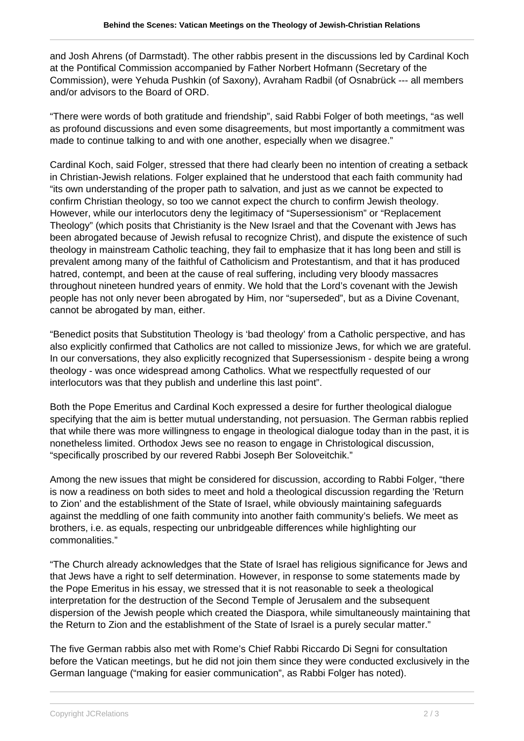and Josh Ahrens (of Darmstadt). The other rabbis present in the discussions led by Cardinal Koch at the Pontifical Commission accompanied by Father Norbert Hofmann (Secretary of the Commission), were Yehuda Pushkin (of Saxony), Avraham Radbil (of Osnabrück --- all members and/or advisors to the Board of ORD.

“There were words of both gratitude and friendship”, said Rabbi Folger of both meetings, “as well as profound discussions and even some disagreements, but most importantly a commitment was made to continue talking to and with one another, especially when we disagree.”

Cardinal Koch, said Folger, stressed that there had clearly been no intention of creating a setback in Christian-Jewish relations. Folger explained that he understood that each faith community had “its own understanding of the proper path to salvation, and just as we cannot be expected to confirm Christian theology, so too we cannot expect the church to confirm Jewish theology. However, while our interlocutors deny the legitimacy of “Supersessionism” or “Replacement Theology” (which posits that Christianity is the New Israel and that the Covenant with Jews has been abrogated because of Jewish refusal to recognize Christ), and dispute the existence of such theology in mainstream Catholic teaching, they fail to emphasize that it has long been and still is prevalent among many of the faithful of Catholicism and Protestantism, and that it has produced hatred, contempt, and been at the cause of real suffering, including very bloody massacres throughout nineteen hundred years of enmity. We hold that the Lord’s covenant with the Jewish people has not only never been abrogated by Him, nor “superseded”, but as a Divine Covenant, cannot be abrogated by man, either.

“Benedict posits that Substitution Theology is ‘bad theology’ from a Catholic perspective, and has also explicitly confirmed that Catholics are not called to missionize Jews, for which we are grateful. In our conversations, they also explicitly recognized that Supersessionism - despite being a wrong theology - was once widespread among Catholics. What we respectfully requested of our interlocutors was that they publish and underline this last point”.

Both the Pope Emeritus and Cardinal Koch expressed a desire for further theological dialogue specifying that the aim is better mutual understanding, not persuasion. The German rabbis replied that while there was more willingness to engage in theological dialogue today than in the past, it is nonetheless limited. Orthodox Jews see no reason to engage in Christological discussion, “specifically proscribed by our revered Rabbi Joseph Ber Soloveitchik.”

Among the new issues that might be considered for discussion, according to Rabbi Folger, “there is now a readiness on both sides to meet and hold a theological discussion regarding the ’Return to Zion’ and the establishment of the State of Israel, while obviously maintaining safeguards against the meddling of one faith community into another faith community’s beliefs. We meet as brothers, i.e. as equals, respecting our unbridgeable differences while highlighting our commonalities.”

“The Church already acknowledges that the State of Israel has religious significance for Jews and that Jews have a right to self determination. However, in response to some statements made by the Pope Emeritus in his essay, we stressed that it is not reasonable to seek a theological interpretation for the destruction of the Second Temple of Jerusalem and the subsequent dispersion of the Jewish people which created the Diaspora, while simultaneously maintaining that the Return to Zion and the establishment of the State of Israel is a purely secular matter.”

The five German rabbis also met with Rome’s Chief Rabbi Riccardo Di Segni for consultation before the Vatican meetings, but he did not join them since they were conducted exclusively in the German language (“making for easier communication”, as Rabbi Folger has noted).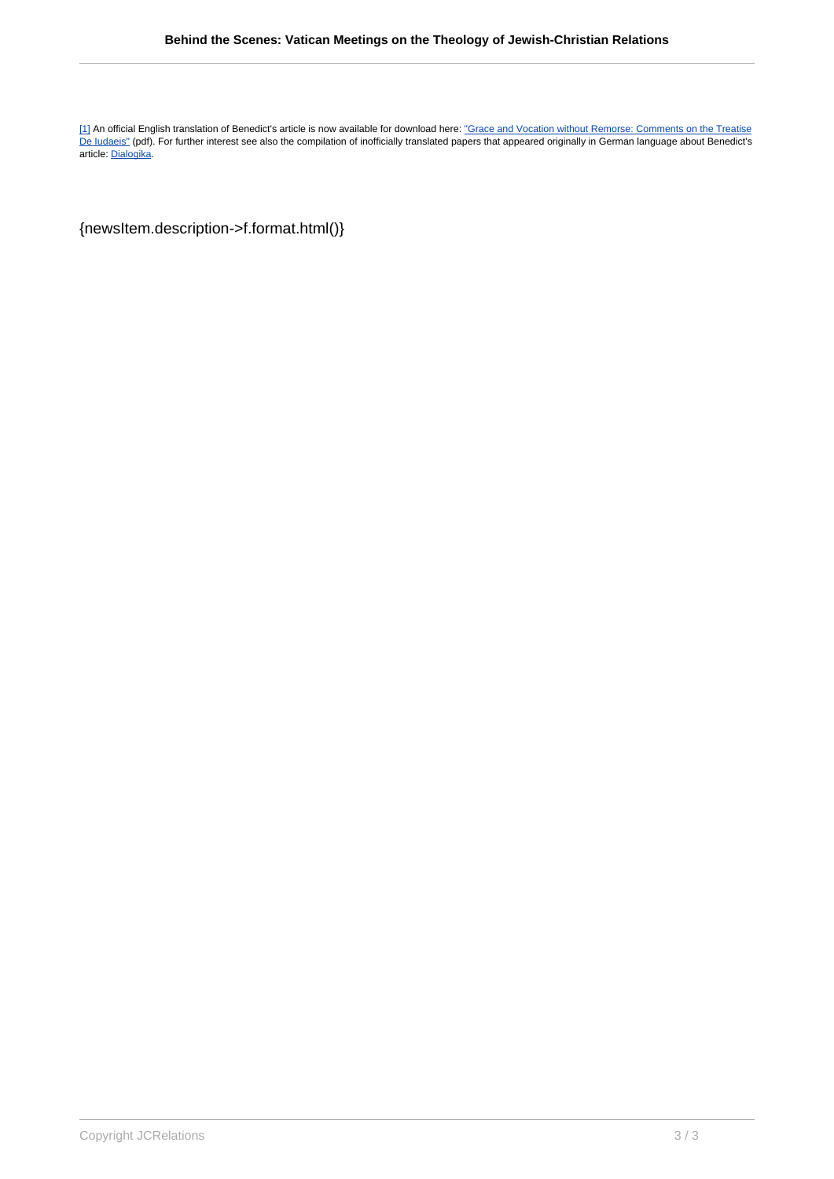[1] An official English translation of Benedict's article is now available for download here: "Grace and Vocation without Remorse: Comments on the Treatise De Iudaeis" (pdf). For further interest see also the compilation of inofficially translated papers that appeared originally in German language about Benedict's article: Dialogika.

{newsItem.description->f.format.html()}